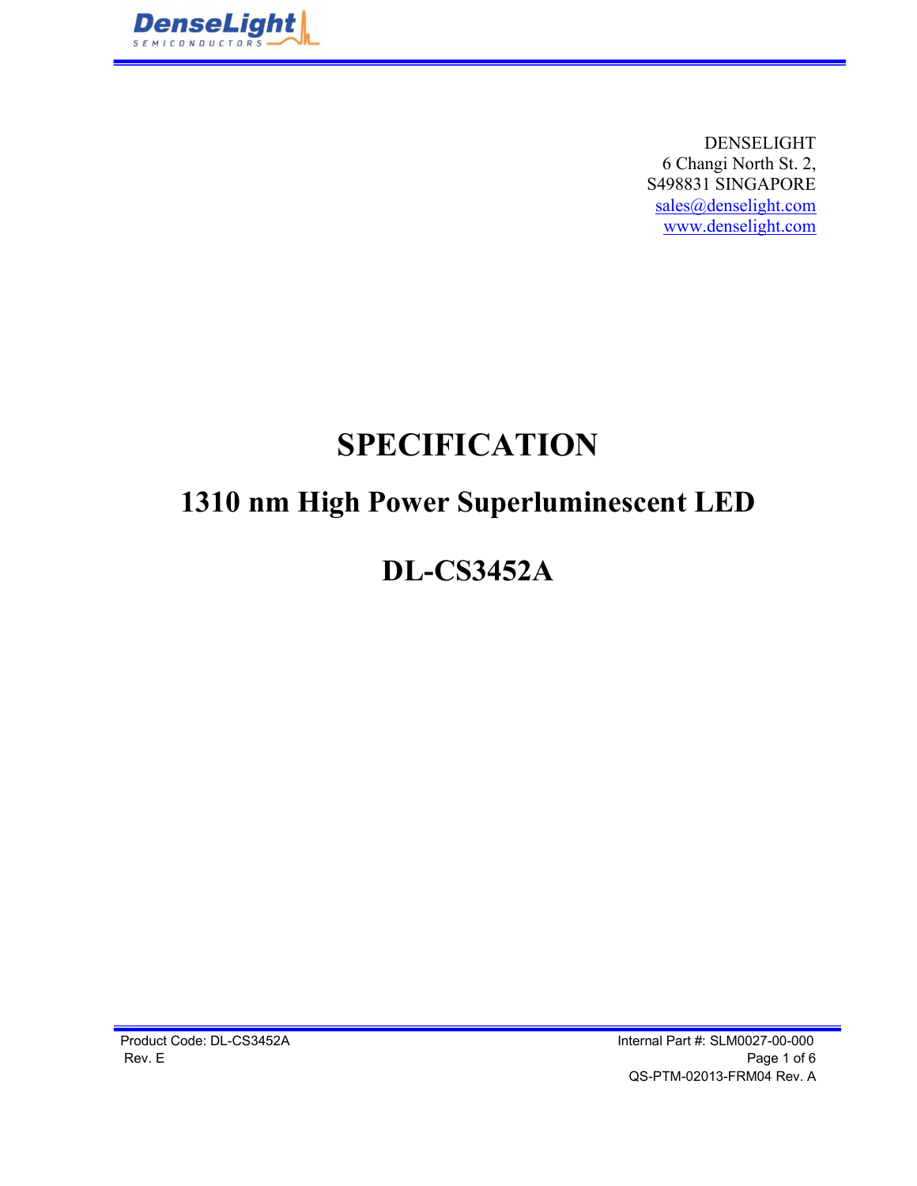DENSELIGHT
6 Changi North St. 2,
S498831 SINGAPORE
sales@denselight.com
www.denselight.com

# SPECIFICATION

## 1310 nm High Power Superluminescent LED

## DL-CS3452A

Product Code: DL-CS3452A
Rev. E

Internal Part #: SLM0027-00-000
QS-PTM-02013-FRM04 Rev. A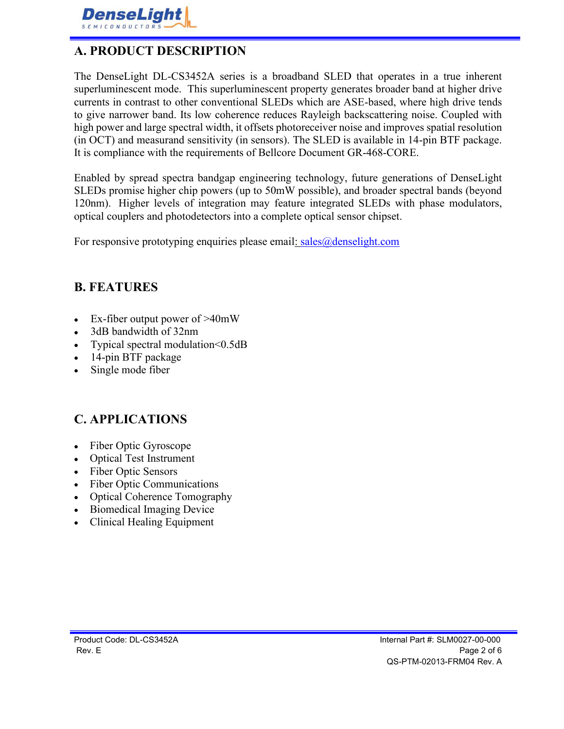## A. PRODUCT DESCRIPTION

The DenseLight DL-CS3452A series is a broadband SLED that operates in a true inherent superluminescent mode. This superluminescent property generates broader band at higher drive currents in contrast to other conventional SLEDs which are ASE-based, where high drive tends to give narrower band. Its low coherence reduces Rayleigh backscattering noise. Coupled with high power and large spectral width, it offsets photoreceiver noise and improves spatial resolution (in OCT) and measurand sensitivity (in sensors). The SLED is available in 14-pin BTF package. It is compliance with the requirements of Bellcore Document GR-468-CORE.

Enabled by spread spectra bandgap engineering technology, future generations of DenseLight SLEDs promise higher chip powers (up to 50mW possible), and broader spectral bands (beyond 120nm). Higher levels of integration may feature integrated SLEDs with phase modulators, optical couplers and photodetectors into a complete optical sensor chipset.

For responsive prototyping enquiries please email: sales@denselight.com

## B. FEATURES

- Ex-fiber output power of >40mW
- 3dB bandwidth of 32nm
- Typical spectral modulation<0.5dB
- 14-pin BTF package
- Single mode fiber

## C. APPLICATIONS

- Fiber Optic Gyroscope
- Optical Test Instrument
- Fiber Optic Sensors
- Fiber Optic Communications
- Optical Coherence Tomography
- Biomedical Imaging Device
- Clinical Healing Equipment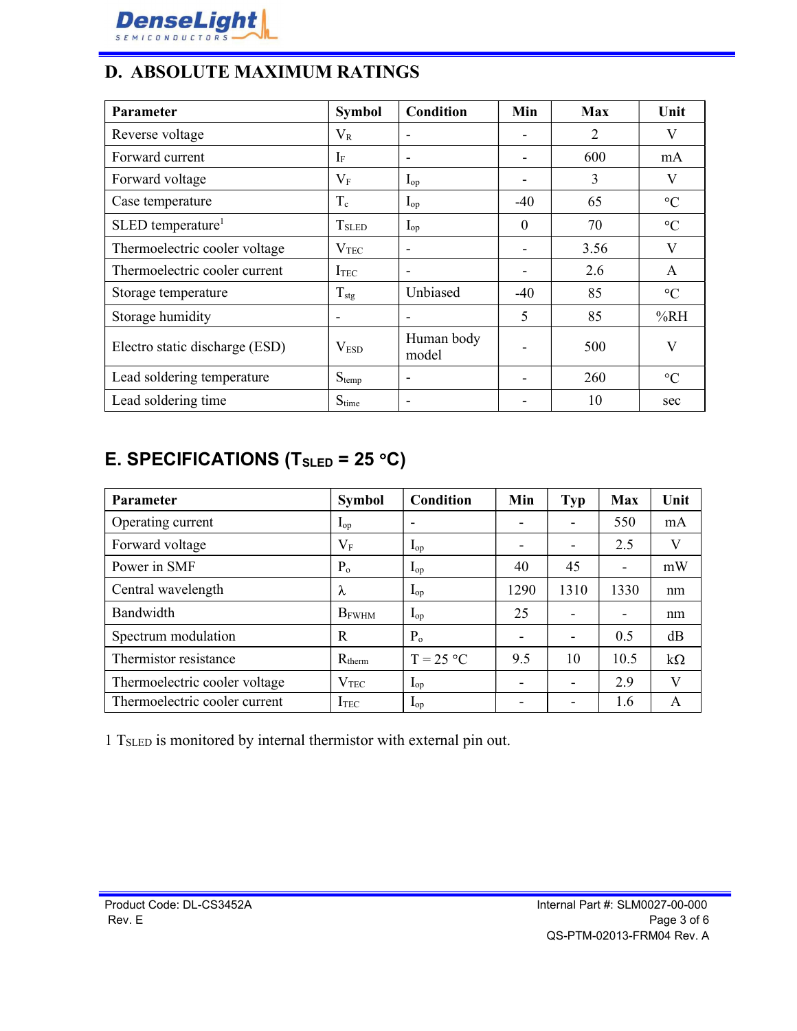## D. ABSOLUTE MAXIMUM RATINGS

| Parameter | Symbol | Condition | Min | Max | Unit |
|---|---|---|---|---|---|
| Reverse voltage | $V_R$ | - | - | 2 | V |
| Forward current | $I_F$ | - | - | 600 | mA |
| Forward voltage | $V_F$ | $I_{op}$ | - | 3 | V |
| Case temperature | $T_c$ | $I_{op}$ | -40 | 65 | °C |
| SLED temperature[1] | $T_{SLED}$ | $I_{op}$ | 0 | 70 | °C |
| Thermoelectric cooler voltage | $V_{TEC}$ | - | - | 3.56 | V |
| Thermoelectric cooler current | $I_{TEC}$ | - | - | 2.6 | A |
| Storage temperature | $T_{stg}$ | Unbiased | -40 | 85 | °C |
| Storage humidity | - | - | 5 | 85 | %RH |
| Electro static discharge (ESD) | $V_{ESD}$ | Human body model | - | 500 | V |
| Lead soldering temperature | $S_{temp}$ | - | - | 260 | °C |
| Lead soldering time | $S_{time}$ | - | - | 10 | sec |

## E. SPECIFICATIONS ($T_{SLED}$ = 25 °C)

| Parameter | Symbol | Condition | Min | Typ | Max | Unit |
|---|---|---|---|---|---|---|
| Operating current | $I_{op}$ | - | - | - | 550 | mA |
| Forward voltage | $V_F$ | $I_{op}$ | - | - | 2.5 | V |
| Power in SMF | $P_o$ | $I_{op}$ | 40 | 45 | - | mW |
| Central wavelength | $\lambda$ | $I_{op}$ | 1290 | 1310 | 1330 | nm |
| Bandwidth | $B_{FWHM}$ | $I_{op}$ | 25 | - | - | nm |
| Spectrum modulation | R | $P_o$ | - | - | 0.5 | dB |
| Thermistor resistance | $R_{therm}$ | T = 25 °C | 9.5 | 10 | 10.5 | kΩ |
| Thermoelectric cooler voltage | $V_{TEC}$ | $I_{op}$ | - | - | 2.9 | V |
| Thermoelectric cooler current | $I_{TEC}$ | $I_{op}$ | - | - | 1.6 | A |

1 $T_{SLED}$ is monitored by internal thermistor with external pin out.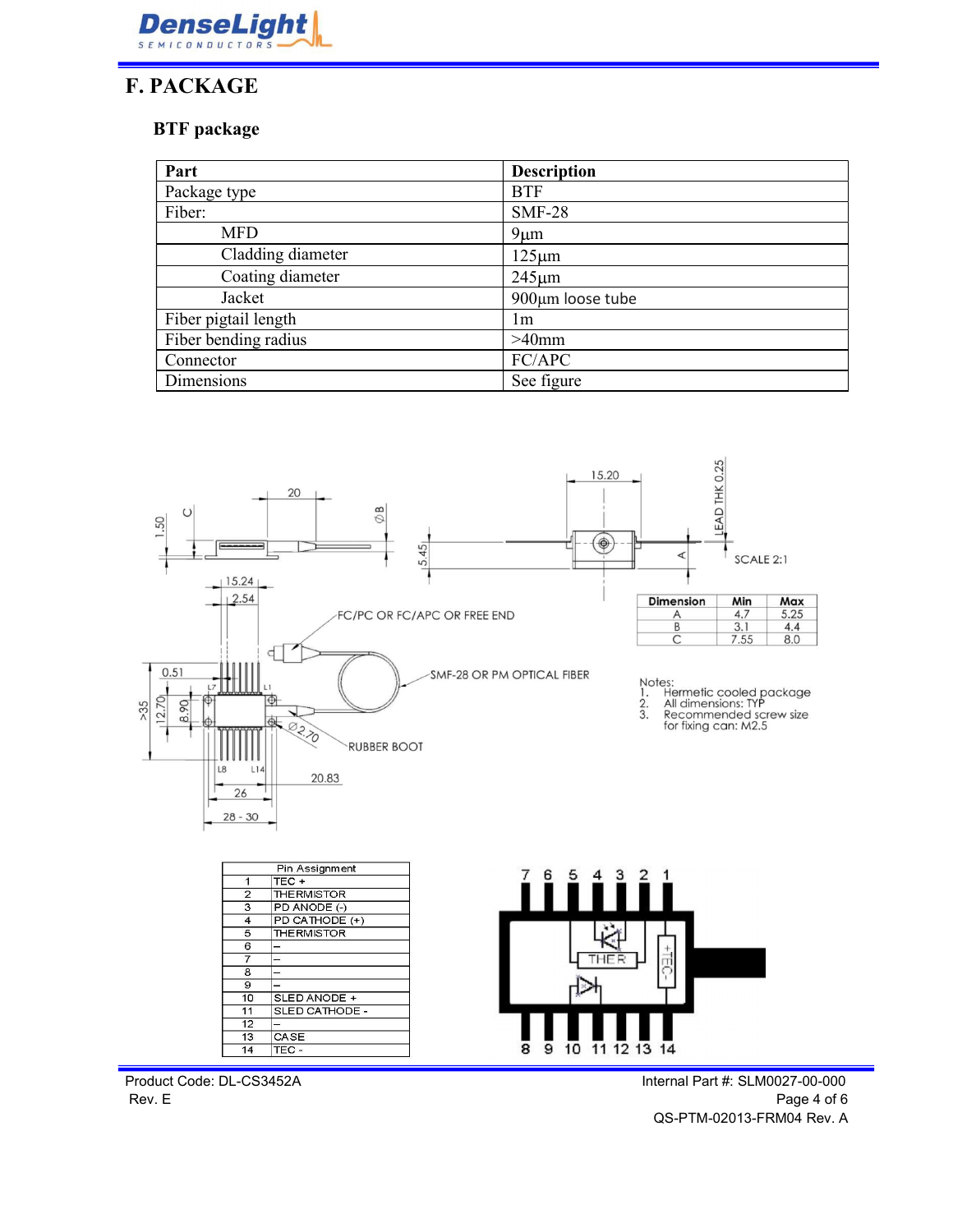# F. PACKAGE

### BTF package

| Part | Description |
|---|---|
| Package type | BTF |
| Fiber: | SMF-28 |
| MFD | 9μm |
| Cladding diameter | 125μm |
| Coating diameter | 245μm |
| Jacket | 900μm loose tube |
| Fiber pigtail length | 1m |
| Fiber bending radius | >40mm |
| Connector | FC/APC |
| Dimensions | See figure |

| Dimension | Min | Max |
|---|---|---|
| A | 4.7 | 5.25 |
| B | 3.1 | 4.4 |
| C | 7.55 | 8.0 |

Notes:
1. Hermetic cooled package
2. All dimensions: TYP
3. Recommended screw size for fixing can: M2.5

| Pin Assignment | |
|---|---|
| 1 | TEC + |
| 2 | THERMISTOR |
| 3 | PD ANODE (-) |
| 4 | PD CATHODE (+) |
| 5 | THERMISTOR |
| 6 | – |
| 7 | – |
| 8 | – |
| 9 | – |
| 10 | SLED ANODE + |
| 11 | SLED CATHODE - |
| 12 | – |
| 13 | CASE |
| 14 | TEC - |

Product Code: DL-CS3452A
Rev. E

Internal Part #: SLM0027-00-000
QS-PTM-02013-FRM04 Rev. A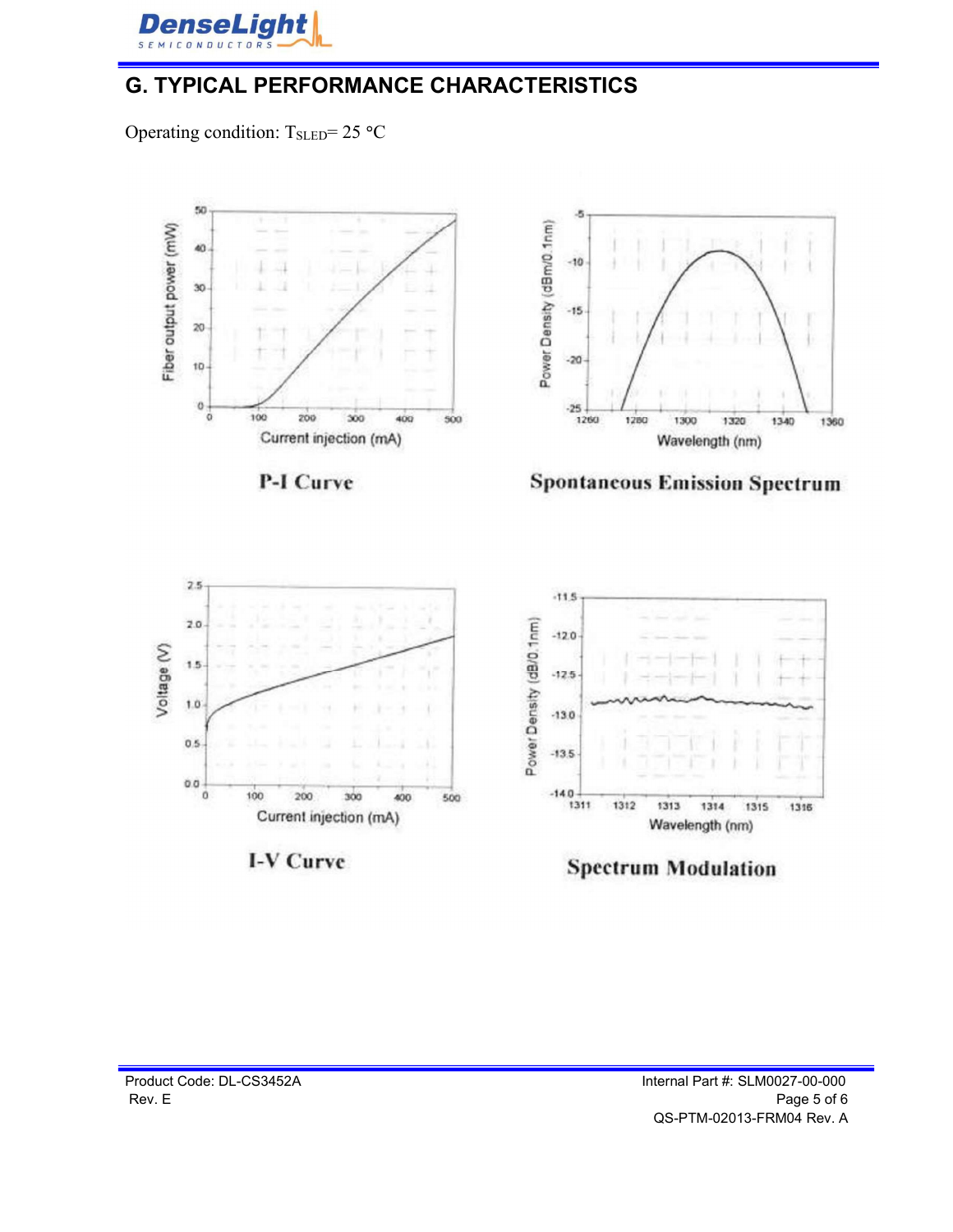## G. TYPICAL PERFORMANCE CHARACTERISTICS

Operating condition: $T_{SLED}$= 25 °C

**P-I Curve**

**Spontaneous Emission Spectrum**

**I-V Curve**

**Spectrum Modulation**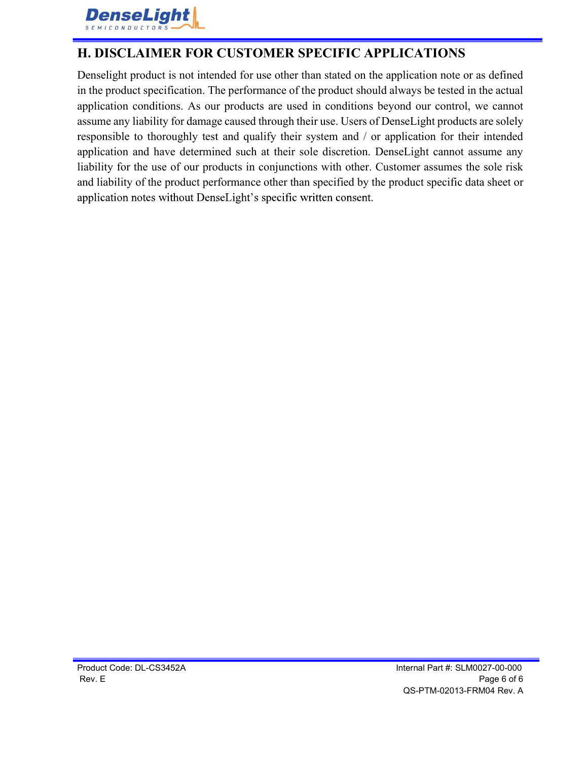## H. DISCLAIMER FOR CUSTOMER SPECIFIC APPLICATIONS

Denselight product is not intended for use other than stated on the application note or as defined in the product specification. The performance of the product should always be tested in the actual application conditions. As our products are used in conditions beyond our control, we cannot assume any liability for damage caused through their use. Users of DenseLight products are solely responsible to thoroughly test and qualify their system and / or application for their intended application and have determined such at their sole discretion. DenseLight cannot assume any liability for the use of our products in conjunctions with other. Customer assumes the sole risk and liability of the product performance other than specified by the product specific data sheet or application notes without DenseLight's specific written consent.